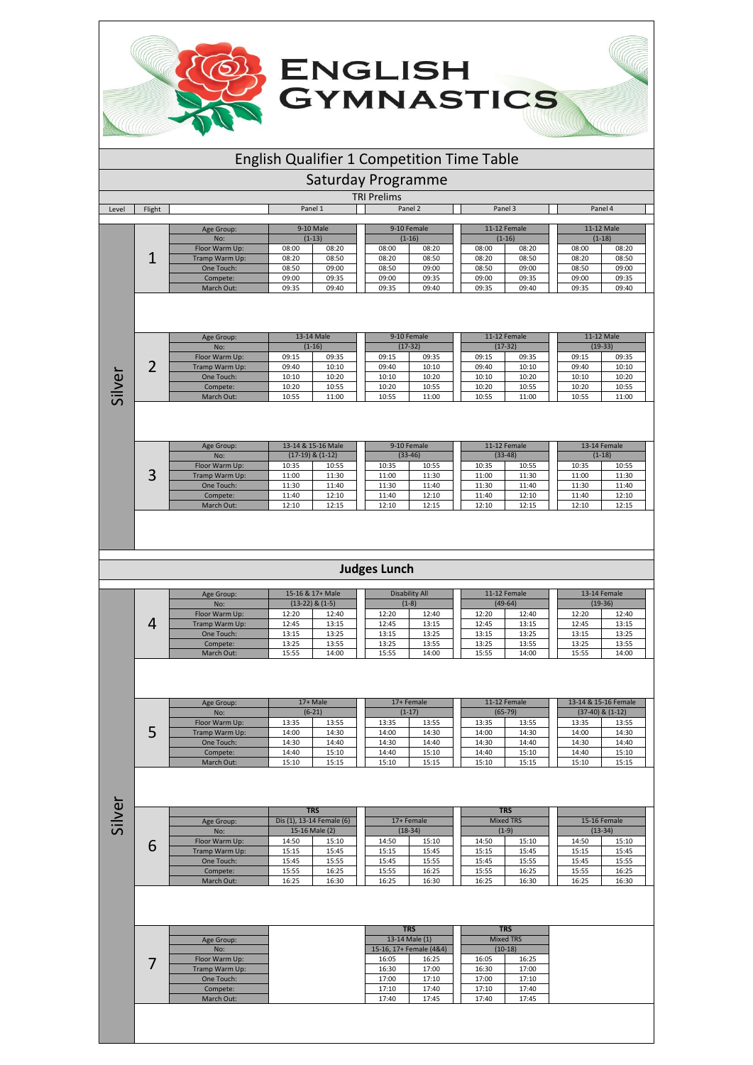# English Gymnastics

## English Qualifier 1 Competition Time Table

### Saturday Programme

TRI Prelims

| Level | Flight | | Panel 1 | | Panel 2 | | Panel 3 | | Panel 4 | |
|---|---|---|---|---|---|---|---|---|---|---|
| Silver | 1 | Age Group: | 9-10 Male | | 9-10 Female | | 11-12 Female | | 11-12 Male | |
| | | No: | (1-13) | | (1-16) | | (1-16) | | (1-18) | |
| | | Floor Warm Up: | 08:00 | 08:20 | 08:00 | 08:20 | 08:00 | 08:20 | 08:00 | 08:20 |
| | | Tramp Warm Up: | 08:20 | 08:50 | 08:20 | 08:50 | 08:20 | 08:50 | 08:20 | 08:50 |
| | | One Touch: | 08:50 | 09:00 | 08:50 | 09:00 | 08:50 | 09:00 | 08:50 | 09:00 |
| | | Compete: | 09:00 | 09:35 | 09:00 | 09:35 | 09:00 | 09:35 | 09:00 | 09:35 |
| | | March Out: | 09:35 | 09:40 | 09:35 | 09:40 | 09:35 | 09:40 | 09:35 | 09:40 |
| | 2 | Age Group: | 13-14 Male | | 9-10 Female | | 11-12 Female | | 11-12 Male | |
| | | No: | (1-16) | | (17-32) | | (17-32) | | (19-33) | |
| | | Floor Warm Up: | 09:15 | 09:35 | 09:15 | 09:35 | 09:15 | 09:35 | 09:15 | 09:35 |
| | | Tramp Warm Up: | 09:40 | 10:10 | 09:40 | 10:10 | 09:40 | 10:10 | 09:40 | 10:10 |
| | | One Touch: | 10:10 | 10:20 | 10:10 | 10:20 | 10:10 | 10:20 | 10:10 | 10:20 |
| | | Compete: | 10:20 | 10:55 | 10:20 | 10:55 | 10:20 | 10:55 | 10:20 | 10:55 |
| | | March Out: | 10:55 | 11:00 | 10:55 | 11:00 | 10:55 | 11:00 | 10:55 | 11:00 |
| | 3 | Age Group: | 13-14 & 15-16 Male | | 9-10 Female | | 11-12 Female | | 13-14 Female | |
| | | No: | (17-19) & (1-12) | | (33-46) | | (33-48) | | (1-18) | |
| | | Floor Warm Up: | 10:35 | 10:55 | 10:35 | 10:55 | 10:35 | 10:55 | 10:35 | 10:55 |
| | | Tramp Warm Up: | 11:00 | 11:30 | 11:00 | 11:30 | 11:00 | 11:30 | 11:00 | 11:30 |
| | | One Touch: | 11:30 | 11:40 | 11:30 | 11:40 | 11:30 | 11:40 | 11:30 | 11:40 |
| | | Compete: | 11:40 | 12:10 | 11:40 | 12:10 | 11:40 | 12:10 | 11:40 | 12:10 |
| | | March Out: | 12:10 | 12:15 | 12:10 | 12:15 | 12:10 | 12:15 | 12:10 | 12:15 |

**Judges Lunch**

| Level | Flight | | Panel 1 | | Panel 2 | | Panel 3 | | Panel 4 | |
|---|---|---|---|---|---|---|---|---|---|---|
| Silver | 4 | Age Group: | 15-16 & 17+ Male | | Disability All | | 11-12 Female | | 13-14 Female | |
| | | No: | (13-22) & (1-5) | | (1-8) | | (49-64) | | (19-36) | |
| | | Floor Warm Up: | 12:20 | 12:40 | 12:20 | 12:40 | 12:20 | 12:40 | 12:20 | 12:40 |
| | | Tramp Warm Up: | 12:45 | 13:15 | 12:45 | 13:15 | 12:45 | 13:15 | 12:45 | 13:15 |
| | | One Touch: | 13:15 | 13:25 | 13:15 | 13:25 | 13:15 | 13:25 | 13:15 | 13:25 |
| | | Compete: | 13:25 | 13:55 | 13:25 | 13:55 | 13:25 | 13:55 | 13:25 | 13:55 |
| | | March Out: | 15:55 | 14:00 | 15:55 | 14:00 | 15:55 | 14:00 | 15:55 | 14:00 |
| | 5 | Age Group: | 17+ Male | | 17+ Female | | 11-12 Female | | 13-14 & 15-16 Female | |
| | | No: | (6-21) | | (1-17) | | (65-79) | | (37-40) & (1-12) | |
| | | Floor Warm Up: | 13:35 | 13:55 | 13:35 | 13:55 | 13:35 | 13:55 | 13:35 | 13:55 |
| | | Tramp Warm Up: | 14:00 | 14:30 | 14:00 | 14:30 | 14:00 | 14:30 | 14:00 | 14:30 |
| | | One Touch: | 14:30 | 14:40 | 14:30 | 14:40 | 14:30 | 14:40 | 14:30 | 14:40 |
| | | Compete: | 14:40 | 15:10 | 14:40 | 15:10 | 14:40 | 15:10 | 14:40 | 15:10 |
| | | March Out: | 15:10 | 15:15 | 15:10 | 15:15 | 15:10 | 15:15 | 15:10 | 15:15 |
| | 6 | | **TRS** | | | | **TRS** | | | |
| | | Age Group: | Dis (1), 13-14 Female (6) | | 17+ Female | | Mixed TRS | | 15-16 Female | |
| | | No: | 15-16 Male (2) | | (18-34) | | (1-9) | | (13-34) | |
| | | Floor Warm Up: | 14:50 | 15:10 | 14:50 | 15:10 | 14:50 | 15:10 | 14:50 | 15:10 |
| | | Tramp Warm Up: | 15:15 | 15:45 | 15:15 | 15:45 | 15:15 | 15:45 | 15:15 | 15:45 |
| | | One Touch: | 15:45 | 15:55 | 15:45 | 15:55 | 15:45 | 15:55 | 15:45 | 15:55 |
| | | Compete: | 15:55 | 16:25 | 15:55 | 16:25 | 15:55 | 16:25 | 15:55 | 16:25 |
| | | March Out: | 16:25 | 16:30 | 16:25 | 16:30 | 16:25 | 16:30 | 16:25 | 16:30 |
| | 7 | | | | **TRS** | | **TRS** | | | |
| | | Age Group: | | | 13-14 Male (1) | | Mixed TRS | | | |
| | | No: | | | 15-16, 17+ Female (4&4) | | (10-18) | | | |
| | | Floor Warm Up: | | | 16:05 | 16:25 | 16:05 | 16:25 | | |
| | | Tramp Warm Up: | | | 16:30 | 17:00 | 16:30 | 17:00 | | |
| | | One Touch: | | | 17:00 | 17:10 | 17:00 | 17:10 | | |
| | | Compete: | | | 17:10 | 17:40 | 17:10 | 17:40 | | |
| | | March Out: | | | 17:40 | 17:45 | 17:40 | 17:45 | | |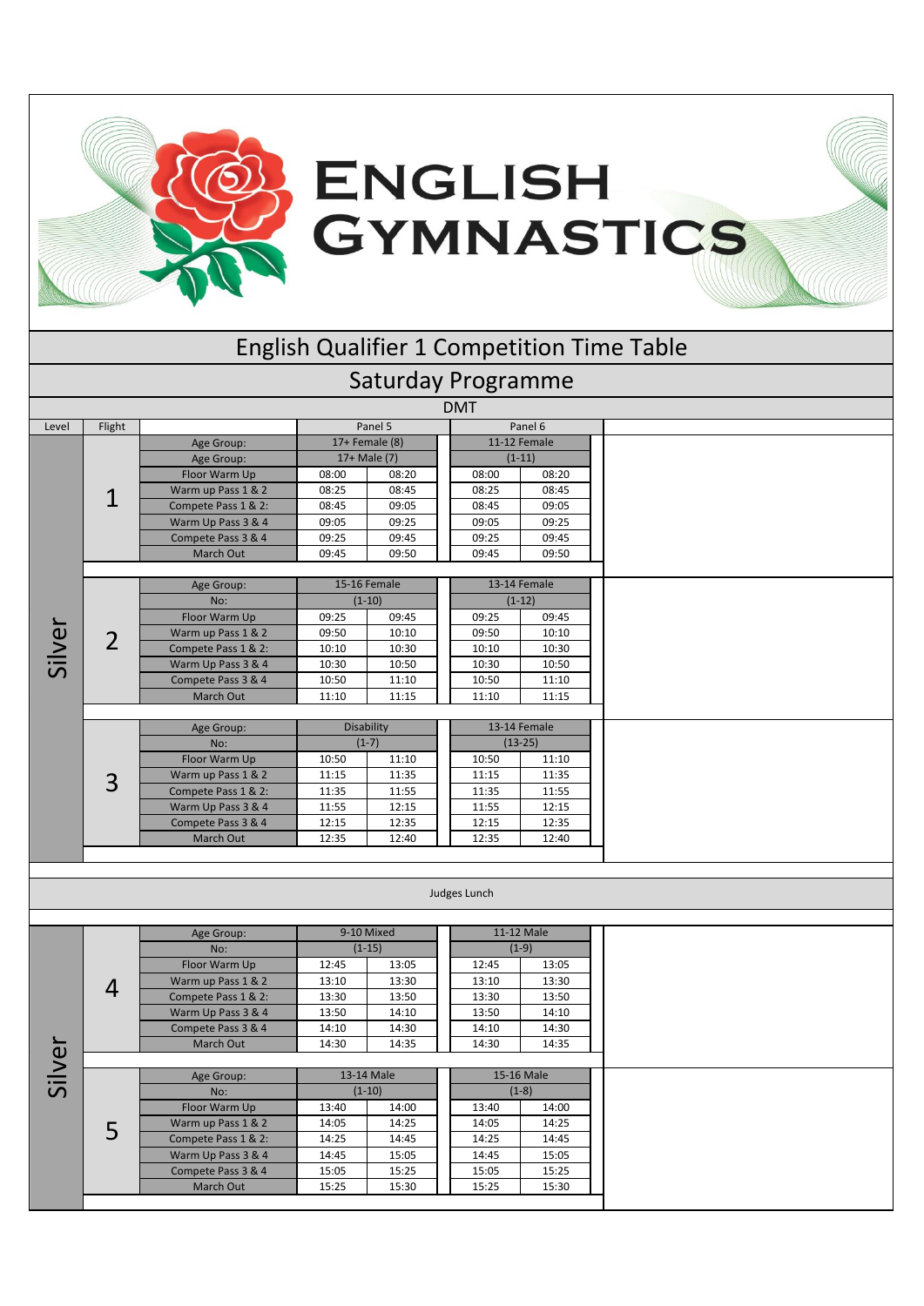# English Gymnastics

## English Qualifier 1 Competition Time Table

### Saturday Programme

DMT

| Level | Flight | | Panel 5 | | Panel 6 | |
|---|---|---|---|---|---|---|
| Silver | 1 | Age Group: | 17+ Female (8) | | 11-12 Female | |
| | | Age Group: | 17+ Male (7) | | (1-11) | |
| | | Floor Warm Up | 08:00 | 08:20 | 08:00 | 08:20 |
| | | Warm up Pass 1 & 2 | 08:25 | 08:45 | 08:25 | 08:45 |
| | | Compete Pass 1 & 2: | 08:45 | 09:05 | 08:45 | 09:05 |
| | | Warm Up Pass 3 & 4 | 09:05 | 09:25 | 09:05 | 09:25 |
| | | Compete Pass 3 & 4 | 09:25 | 09:45 | 09:25 | 09:45 |
| | | March Out | 09:45 | 09:50 | 09:45 | 09:50 |
| | 2 | Age Group: | 15-16 Female | | 13-14 Female | |
| | | No: | (1-10) | | (1-12) | |
| | | Floor Warm Up | 09:25 | 09:45 | 09:25 | 09:45 |
| | | Warm up Pass 1 & 2 | 09:50 | 10:10 | 09:50 | 10:10 |
| | | Compete Pass 1 & 2: | 10:10 | 10:30 | 10:10 | 10:30 |
| | | Warm Up Pass 3 & 4 | 10:30 | 10:50 | 10:30 | 10:50 |
| | | Compete Pass 3 & 4 | 10:50 | 11:10 | 10:50 | 11:10 |
| | | March Out | 11:10 | 11:15 | 11:10 | 11:15 |
| | 3 | Age Group: | Disability | | 13-14 Female | |
| | | No: | (1-7) | | (13-25) | |
| | | Floor Warm Up | 10:50 | 11:10 | 10:50 | 11:10 |
| | | Warm up Pass 1 & 2 | 11:15 | 11:35 | 11:15 | 11:35 |
| | | Compete Pass 1 & 2: | 11:35 | 11:55 | 11:35 | 11:55 |
| | | Warm Up Pass 3 & 4 | 11:55 | 12:15 | 11:55 | 12:15 |
| | | Compete Pass 3 & 4 | 12:15 | 12:35 | 12:15 | 12:35 |
| | | March Out | 12:35 | 12:40 | 12:35 | 12:40 |

Judges Lunch

| Level | Flight | | Panel 5 | | Panel 6 | |
|---|---|---|---|---|---|---|
| Silver | 4 | Age Group: | 9-10 Mixed | | 11-12 Male | |
| | | No: | (1-15) | | (1-9) | |
| | | Floor Warm Up | 12:45 | 13:05 | 12:45 | 13:05 |
| | | Warm up Pass 1 & 2 | 13:10 | 13:30 | 13:10 | 13:30 |
| | | Compete Pass 1 & 2: | 13:30 | 13:50 | 13:30 | 13:50 |
| | | Warm Up Pass 3 & 4 | 13:50 | 14:10 | 13:50 | 14:10 |
| | | Compete Pass 3 & 4 | 14:10 | 14:30 | 14:10 | 14:30 |
| | | March Out | 14:30 | 14:35 | 14:30 | 14:35 |
| | 5 | Age Group: | 13-14 Male | | 15-16 Male | |
| | | No: | (1-10) | | (1-8) | |
| | | Floor Warm Up | 13:40 | 14:00 | 13:40 | 14:00 |
| | | Warm up Pass 1 & 2 | 14:05 | 14:25 | 14:05 | 14:25 |
| | | Compete Pass 1 & 2: | 14:25 | 14:45 | 14:25 | 14:45 |
| | | Warm Up Pass 3 & 4 | 14:45 | 15:05 | 14:45 | 15:05 |
| | | Compete Pass 3 & 4 | 15:05 | 15:25 | 15:05 | 15:25 |
| | | March Out | 15:25 | 15:30 | 15:25 | 15:30 |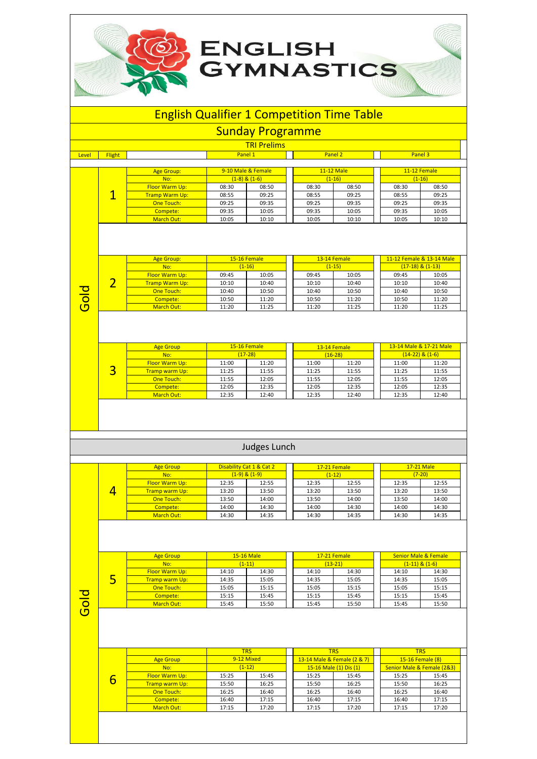# ENGLISH GYMNASTICS

## English Qualifier 1 Competition Time Table

## Sunday Programme

### TRI Prelims

| Level | Flight | | Panel 1 | | Panel 2 | | Panel 3 | |
|---|---|---|---|---|---|---|---|---|
| Gold | 1 | Age Group: | 9-10 Male & Female | | 11-12 Male | | 11-12 Female | |
| | | No: | (1-8) & (1-6) | | (1-16) | | (1-16) | |
| | | Floor Warm Up: | 08:30 | 08:50 | 08:30 | 08:50 | 08:30 | 08:50 |
| | | Tramp Warm Up: | 08:55 | 09:25 | 08:55 | 09:25 | 08:55 | 09:25 |
| | | One Touch: | 09:25 | 09:35 | 09:25 | 09:35 | 09:25 | 09:35 |
| | | Compete: | 09:35 | 10:05 | 09:35 | 10:05 | 09:35 | 10:05 |
| | | March Out: | 10:05 | 10:10 | 10:05 | 10:10 | 10:05 | 10:10 |
| | 2 | Age Group: | 15-16 Female | | 13-14 Female | | 11-12 Female & 13-14 Male | |
| | | No: | (1-16) | | (1-15) | | (17-18) & (1-13) | |
| | | Floor Warm Up: | 09:45 | 10:05 | 09:45 | 10:05 | 09:45 | 10:05 |
| | | Tramp Warm Up: | 10:10 | 10:40 | 10:10 | 10:40 | 10:10 | 10:40 |
| | | One Touch: | 10:40 | 10:50 | 10:40 | 10:50 | 10:40 | 10:50 |
| | | Compete: | 10:50 | 11:20 | 10:50 | 11:20 | 10:50 | 11:20 |
| | | March Out: | 11:20 | 11:25 | 11:20 | 11:25 | 11:20 | 11:25 |
| | 3 | Age Group | 15-16 Female | | 13-14 Female | | 13-14 Male & 17-21 Male | |
| | | No: | (17-28) | | (16-28) | | (14-22) & (1-6) | |
| | | Floor Warm Up: | 11:00 | 11:20 | 11:00 | 11:20 | 11:00 | 11:20 |
| | | Tramp warm Up: | 11:25 | 11:55 | 11:25 | 11:55 | 11:25 | 11:55 |
| | | One Touch: | 11:55 | 12:05 | 11:55 | 12:05 | 11:55 | 12:05 |
| | | Compete: | 12:05 | 12:35 | 12:05 | 12:35 | 12:05 | 12:35 |
| | | March Out: | 12:35 | 12:40 | 12:35 | 12:40 | 12:35 | 12:40 |

### Judges Lunch

| Level | Flight | | Panel 1 | | Panel 2 | | Panel 3 | |
|---|---|---|---|---|---|---|---|---|
| Gold | 4 | Age Group | Disability Cat 1 & Cat 2 | | 17-21 Female | | 17-21 Male | |
| | | No: | (1-9) & (1-9) | | (1-12) | | (7-20) | |
| | | Floor Warm Up: | 12:35 | 12:55 | 12:35 | 12:55 | 12:35 | 12:55 |
| | | Tramp warm Up: | 13:20 | 13:50 | 13:20 | 13:50 | 13:20 | 13:50 |
| | | One Touch: | 13:50 | 14:00 | 13:50 | 14:00 | 13:50 | 14:00 |
| | | Compete: | 14:00 | 14:30 | 14:00 | 14:30 | 14:00 | 14:30 |
| | | March Out: | 14:30 | 14:35 | 14:30 | 14:35 | 14:30 | 14:35 |
| | 5 | Age Group | 15-16 Male | | 17-21 Female | | Senior Male & Female | |
| | | No: | (1-11) | | (13-21) | | (1-11) & (1-6) | |
| | | Floor Warm Up: | 14:10 | 14:30 | 14:10 | 14:30 | 14:10 | 14:30 |
| | | Tramp warm Up: | 14:35 | 15:05 | 14:35 | 15:05 | 14:35 | 15:05 |
| | | One Touch: | 15:05 | 15:15 | 15:05 | 15:15 | 15:05 | 15:15 |
| | | Compete: | 15:15 | 15:45 | 15:15 | 15:45 | 15:15 | 15:45 |
| | | March Out: | 15:45 | 15:50 | 15:45 | 15:50 | 15:45 | 15:50 |
| | 6 | | TRS | | TRS | | TRS | |
| | | Age Group | 9-12 Mixed | | 13-14 Male & Female (2 & 7) | | 15-16 Female (8) | |
| | | No: | (1-12) | | 15-16 Male (1) Dis (1) | | Senior Male & Female (2&3) | |
| | | Floor Warm Up: | 15:25 | 15:45 | 15:25 | 15:45 | 15:25 | 15:45 |
| | | Tramp warm Up: | 15:50 | 16:25 | 15:50 | 16:25 | 15:50 | 16:25 |
| | | One Touch: | 16:25 | 16:40 | 16:25 | 16:40 | 16:25 | 16:40 |
| | | Compete: | 16:40 | 17:15 | 16:40 | 17:15 | 16:40 | 17:15 |
| | | March Out: | 17:15 | 17:20 | 17:15 | 17:20 | 17:15 | 17:20 |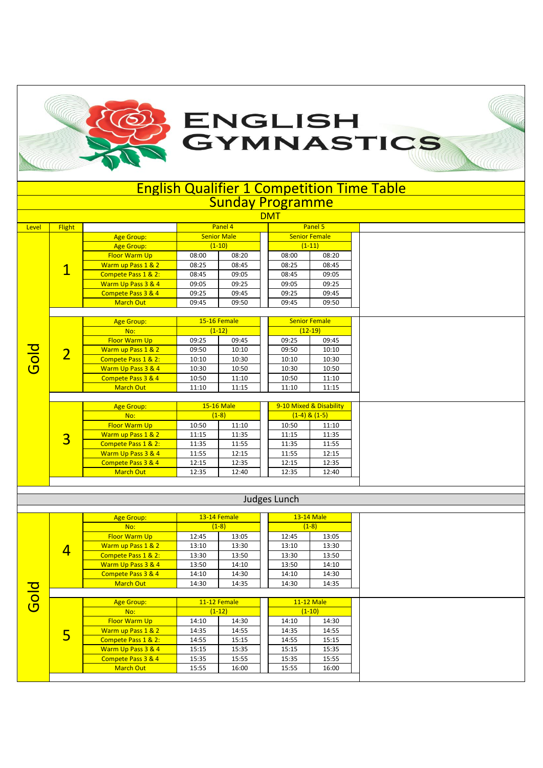# ENGLISH GYMNASTICS

## English Qualifier 1 Competition Time Table

## Sunday Programme

### DMT

| Level | Flight | | Panel 4 | | Panel 5 | |
|---|---|---|---|---|---|---|
| Gold | 1 | Age Group: | Senior Male | | Senior Female | |
| | | Age Group: | (1-10) | | (1-11) | |
| | | Floor Warm Up | 08:00 | 08:20 | 08:00 | 08:20 |
| | | Warm up Pass 1 & 2 | 08:25 | 08:45 | 08:25 | 08:45 |
| | | Compete Pass 1 & 2: | 08:45 | 09:05 | 08:45 | 09:05 |
| | | Warm Up Pass 3 & 4 | 09:05 | 09:25 | 09:05 | 09:25 |
| | | Compete Pass 3 & 4 | 09:25 | 09:45 | 09:25 | 09:45 |
| | | March Out | 09:45 | 09:50 | 09:45 | 09:50 |
| | 2 | Age Group: | 15-16 Female | | Senior Female | |
| | | No: | (1-12) | | (12-19) | |
| | | Floor Warm Up | 09:25 | 09:45 | 09:25 | 09:45 |
| | | Warm up Pass 1 & 2 | 09:50 | 10:10 | 09:50 | 10:10 |
| | | Compete Pass 1 & 2: | 10:10 | 10:30 | 10:10 | 10:30 |
| | | Warm Up Pass 3 & 4 | 10:30 | 10:50 | 10:30 | 10:50 |
| | | Compete Pass 3 & 4 | 10:50 | 11:10 | 10:50 | 11:10 |
| | | March Out | 11:10 | 11:15 | 11:10 | 11:15 |
| | 3 | Age Group: | 15-16 Male | | 9-10 Mixed & Disability | |
| | | No: | (1-8) | | (1-4) & (1-5) | |
| | | Floor Warm Up | 10:50 | 11:10 | 10:50 | 11:10 |
| | | Warm up Pass 1 & 2 | 11:15 | 11:35 | 11:15 | 11:35 |
| | | Compete Pass 1 & 2: | 11:35 | 11:55 | 11:35 | 11:55 |
| | | Warm Up Pass 3 & 4 | 11:55 | 12:15 | 11:55 | 12:15 |
| | | Compete Pass 3 & 4 | 12:15 | 12:35 | 12:15 | 12:35 |
| | | March Out | 12:35 | 12:40 | 12:35 | 12:40 |

**Judges Lunch**

| Level | Flight | | Panel 4 | | Panel 5 | |
|---|---|---|---|---|---|---|
| Gold | 4 | Age Group: | 13-14 Female | | 13-14 Male | |
| | | No: | (1-8) | | (1-8) | |
| | | Floor Warm Up | 12:45 | 13:05 | 12:45 | 13:05 |
| | | Warm up Pass 1 & 2 | 13:10 | 13:30 | 13:10 | 13:30 |
| | | Compete Pass 1 & 2: | 13:30 | 13:50 | 13:30 | 13:50 |
| | | Warm Up Pass 3 & 4 | 13:50 | 14:10 | 13:50 | 14:10 |
| | | Compete Pass 3 & 4 | 14:10 | 14:30 | 14:10 | 14:30 |
| | | March Out | 14:30 | 14:35 | 14:30 | 14:35 |
| | 5 | Age Group: | 11-12 Female | | 11-12 Male | |
| | | No: | (1-12) | | (1-10) | |
| | | Floor Warm Up | 14:10 | 14:30 | 14:10 | 14:30 |
| | | Warm up Pass 1 & 2 | 14:35 | 14:55 | 14:35 | 14:55 |
| | | Compete Pass 1 & 2: | 14:55 | 15:15 | 14:55 | 15:15 |
| | | Warm Up Pass 3 & 4 | 15:15 | 15:35 | 15:15 | 15:35 |
| | | Compete Pass 3 & 4 | 15:35 | 15:55 | 15:35 | 15:55 |
| | | March Out | 15:55 | 16:00 | 15:55 | 16:00 |